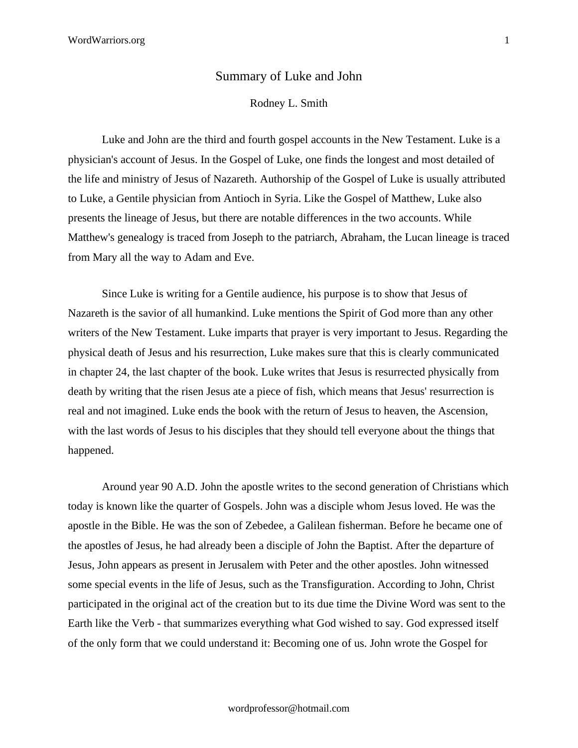# Summary of Luke and John

Rodney L. Smith

Luke and John are the third and fourth gospel accounts in the New Testament. Luke is a physician's account of Jesus. In the Gospel of Luke, one finds the longest and most detailed of the life and ministry of Jesus of Nazareth. Authorship of the Gospel of Luke is usually attributed to Luke, a Gentile physician from Antioch in Syria. Like the Gospel of Matthew, Luke also presents the lineage of Jesus, but there are notable differences in the two accounts. While Matthew's genealogy is traced from Joseph to the patriarch, Abraham, the Lucan lineage is traced from Mary all the way to Adam and Eve.

Since Luke is writing for a Gentile audience, his purpose is to show that Jesus of Nazareth is the savior of all humankind. Luke mentions the Spirit of God more than any other writers of the New Testament. Luke imparts that prayer is very important to Jesus. Regarding the physical death of Jesus and his resurrection, Luke makes sure that this is clearly communicated in chapter 24, the last chapter of the book. Luke writes that Jesus is resurrected physically from death by writing that the risen Jesus ate a piece of fish, which means that Jesus' resurrection is real and not imagined. Luke ends the book with the return of Jesus to heaven, the Ascension, with the last words of Jesus to his disciples that they should tell everyone about the things that happened.

Around year 90 A.D. John the apostle writes to the second generation of Christians which today is known like the quarter of Gospels. John was a disciple whom Jesus loved. He was the apostle in the Bible. He was the son of Zebedee, a Galilean fisherman. Before he became one of the apostles of Jesus, he had already been a disciple of John the Baptist. After the departure of Jesus, John appears as present in Jerusalem with Peter and the other apostles. John witnessed some special events in the life of Jesus, such as the Transfiguration. According to John, Christ participated in the original act of the creation but to its due time the Divine Word was sent to the Earth like the Verb - that summarizes everything what God wished to say. God expressed itself of the only form that we could understand it: Becoming one of us. John wrote the Gospel for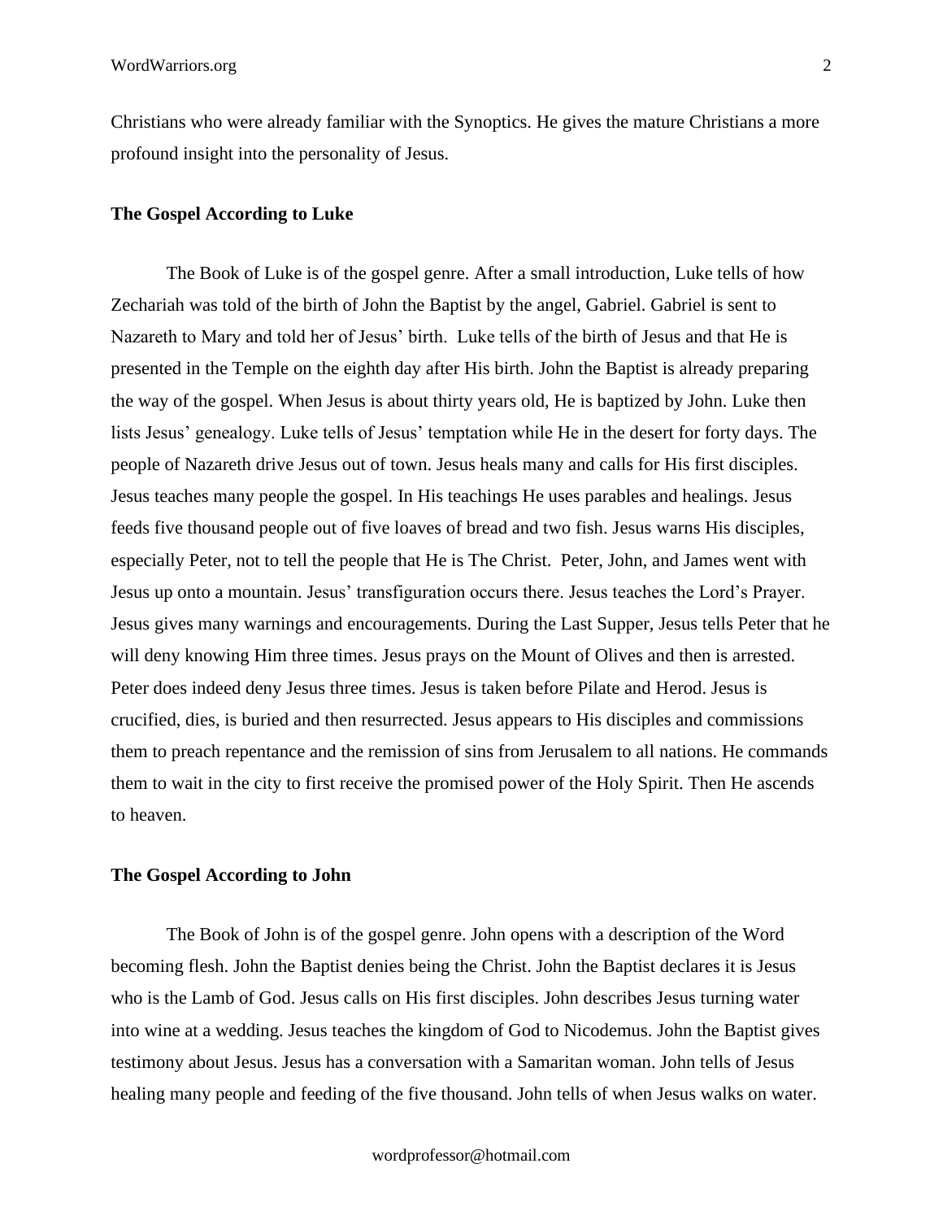Christians who were already familiar with the Synoptics. He gives the mature Christians a more profound insight into the personality of Jesus.

**The Gospel According to Luke**

The Book of Luke is of the gospel genre. After a small introduction, Luke tells of how Zechariah was told of the birth of John the Baptist by the angel, Gabriel. Gabriel is sent to Nazareth to Mary and told her of Jesus' birth.  Luke tells of the birth of Jesus and that He is presented in the Temple on the eighth day after His birth. John the Baptist is already preparing the way of the gospel. When Jesus is about thirty years old, He is baptized by John. Luke then lists Jesus' genealogy. Luke tells of Jesus' temptation while He in the desert for forty days. The people of Nazareth drive Jesus out of town. Jesus heals many and calls for His first disciples. Jesus teaches many people the gospel. In His teachings He uses parables and healings. Jesus feeds five thousand people out of five loaves of bread and two fish. Jesus warns His disciples, especially Peter, not to tell the people that He is The Christ.  Peter, John, and James went with Jesus up onto a mountain. Jesus' transfiguration occurs there. Jesus teaches the Lord's Prayer. Jesus gives many warnings and encouragements. During the Last Supper, Jesus tells Peter that he will deny knowing Him three times. Jesus prays on the Mount of Olives and then is arrested. Peter does indeed deny Jesus three times. Jesus is taken before Pilate and Herod. Jesus is crucified, dies, is buried and then resurrected. Jesus appears to His disciples and commissions them to preach repentance and the remission of sins from Jerusalem to all nations. He commands them to wait in the city to first receive the promised power of the Holy Spirit. Then He ascends to heaven.

**The Gospel According to John**

The Book of John is of the gospel genre. John opens with a description of the Word becoming flesh. John the Baptist denies being the Christ. John the Baptist declares it is Jesus who is the Lamb of God. Jesus calls on His first disciples. John describes Jesus turning water into wine at a wedding. Jesus teaches the kingdom of God to Nicodemus. John the Baptist gives testimony about Jesus. Jesus has a conversation with a Samaritan woman. John tells of Jesus healing many people and feeding of the five thousand. John tells of when Jesus walks on water.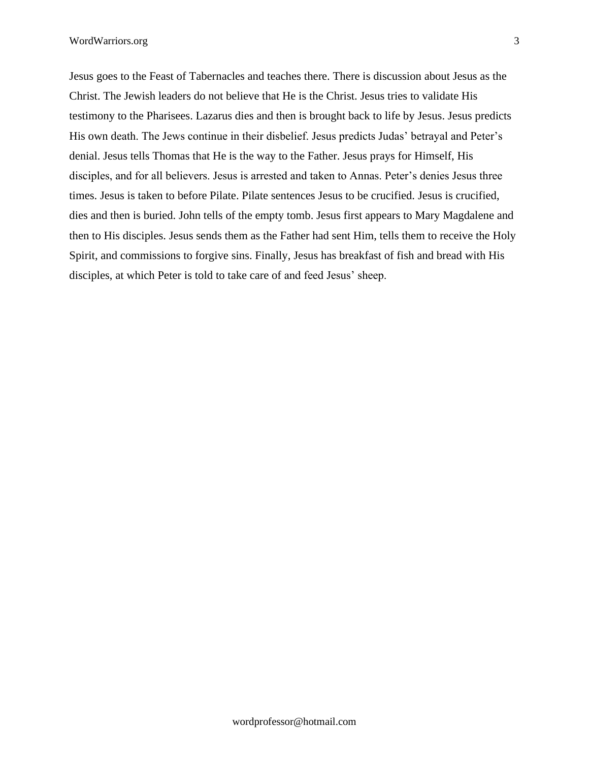Jesus goes to the Feast of Tabernacles and teaches there. There is discussion about Jesus as the Christ. The Jewish leaders do not believe that He is the Christ. Jesus tries to validate His testimony to the Pharisees. Lazarus dies and then is brought back to life by Jesus. Jesus predicts His own death. The Jews continue in their disbelief. Jesus predicts Judas' betrayal and Peter's denial. Jesus tells Thomas that He is the way to the Father. Jesus prays for Himself, His disciples, and for all believers. Jesus is arrested and taken to Annas. Peter's denies Jesus three times. Jesus is taken to before Pilate. Pilate sentences Jesus to be crucified. Jesus is crucified, dies and then is buried. John tells of the empty tomb. Jesus first appears to Mary Magdalene and then to His disciples. Jesus sends them as the Father had sent Him, tells them to receive the Holy Spirit, and commissions to forgive sins. Finally, Jesus has breakfast of fish and bread with His disciples, at which Peter is told to take care of and feed Jesus' sheep.